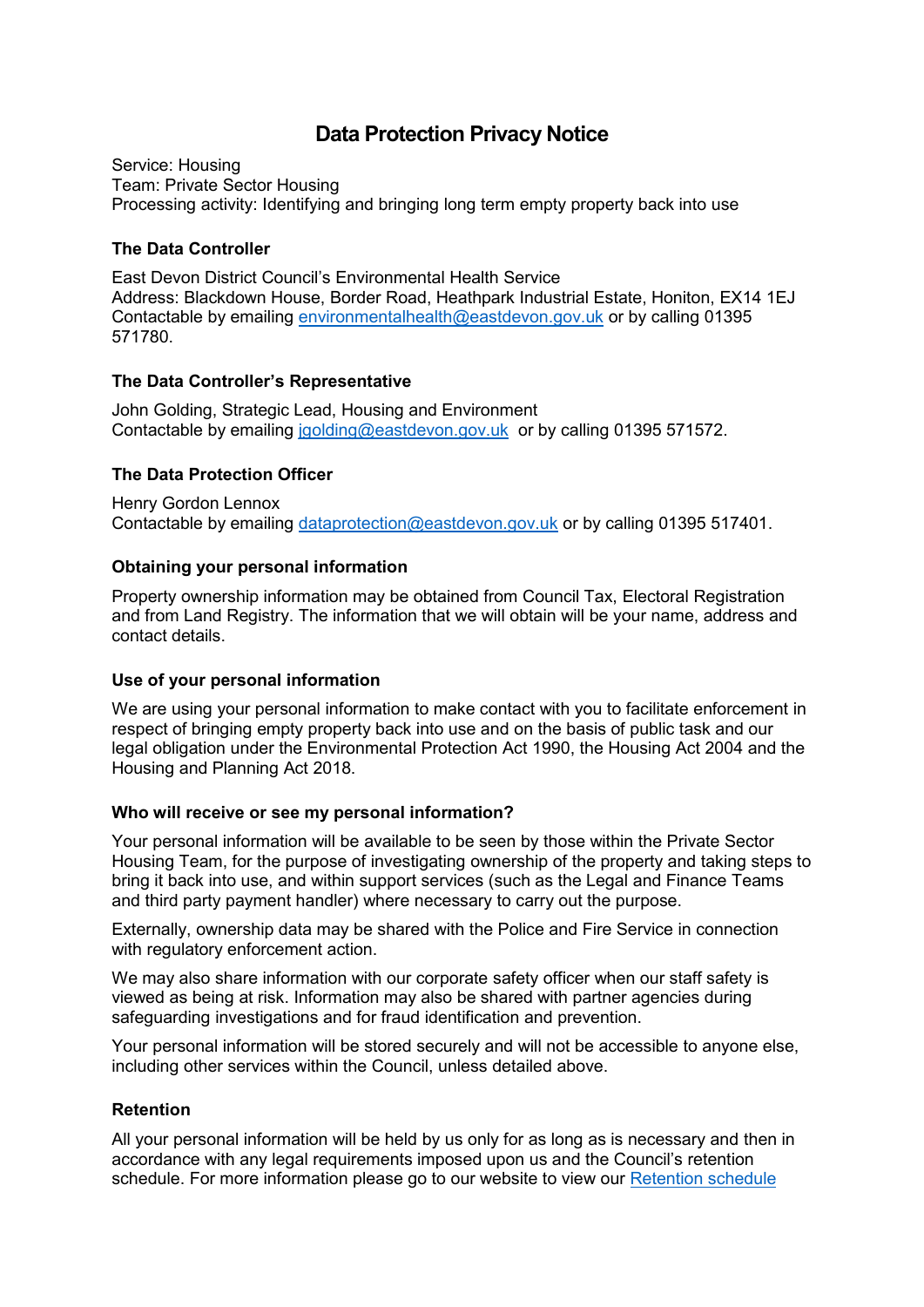# Data Protection Privacy Notice

Service: Housing
Team: Private Sector Housing
Processing activity: Identifying and bringing long term empty property back into use

### The Data Controller

East Devon District Council's Environmental Health Service
Address: Blackdown House, Border Road, Heathpark Industrial Estate, Honiton, EX14 1EJ
Contactable by emailing environmentalhealth@eastdevon.gov.uk or by calling 01395 571780.

### The Data Controller's Representative

John Golding, Strategic Lead, Housing and Environment
Contactable by emailing jgolding@eastdevon.gov.uk or by calling 01395 571572.

### The Data Protection Officer

Henry Gordon Lennox
Contactable by emailing dataprotection@eastdevon.gov.uk or by calling 01395 517401.

### Obtaining your personal information

Property ownership information may be obtained from Council Tax, Electoral Registration and from Land Registry. The information that we will obtain will be your name, address and contact details.

### Use of your personal information

We are using your personal information to make contact with you to facilitate enforcement in respect of bringing empty property back into use and on the basis of public task and our legal obligation under the Environmental Protection Act 1990, the Housing Act 2004 and the Housing and Planning Act 2018.

### Who will receive or see my personal information?

Your personal information will be available to be seen by those within the Private Sector Housing Team, for the purpose of investigating ownership of the property and taking steps to bring it back into use, and within support services (such as the Legal and Finance Teams and third party payment handler) where necessary to carry out the purpose.

Externally, ownership data may be shared with the Police and Fire Service in connection with regulatory enforcement action.

We may also share information with our corporate safety officer when our staff safety is viewed as being at risk. Information may also be shared with partner agencies during safeguarding investigations and for fraud identification and prevention.

Your personal information will be stored securely and will not be accessible to anyone else, including other services within the Council, unless detailed above.

### Retention

All your personal information will be held by us only for as long as is necessary and then in accordance with any legal requirements imposed upon us and the Council's retention schedule. For more information please go to our website to view our Retention schedule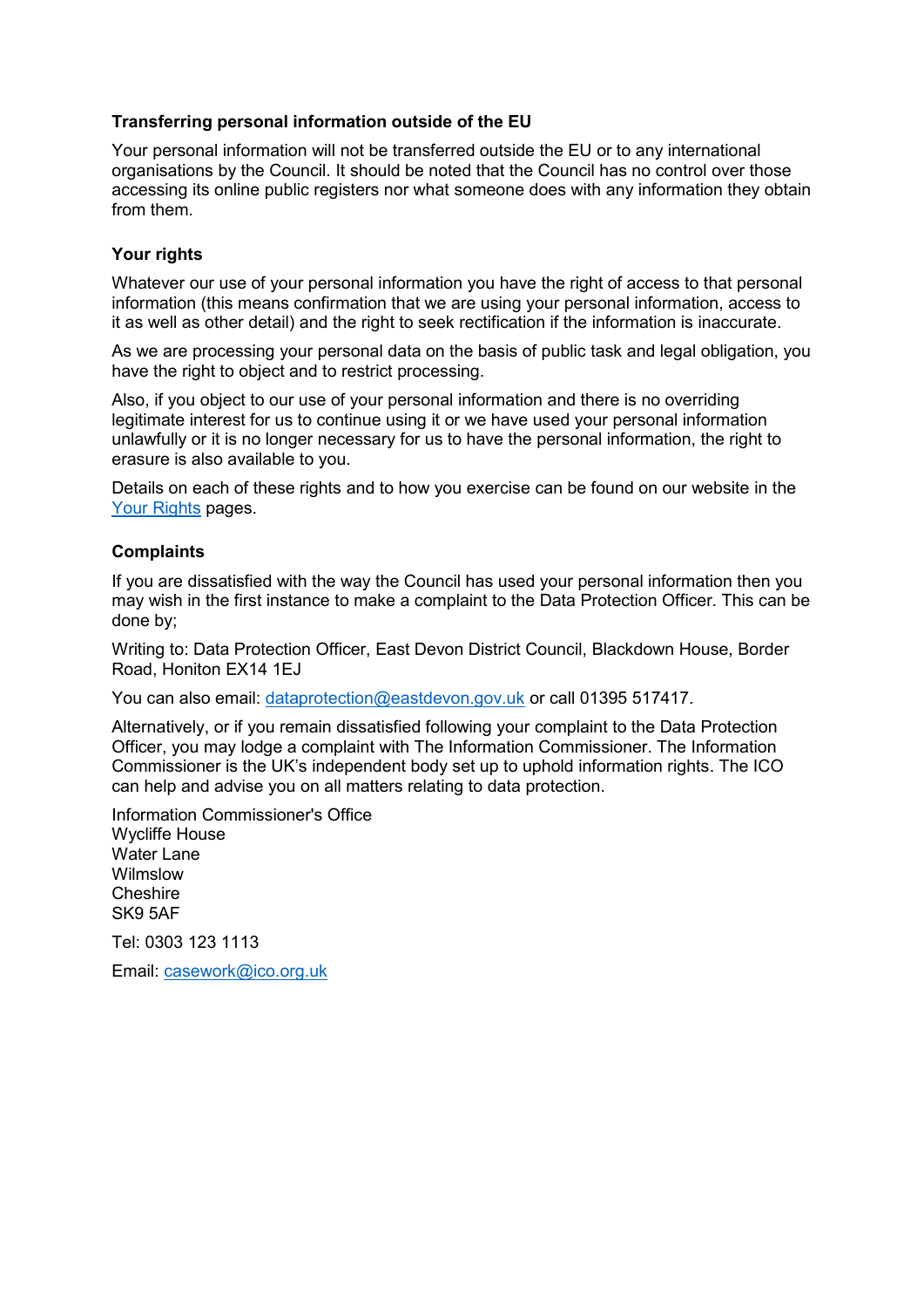### Transferring personal information outside of the EU

Your personal information will not be transferred outside the EU or to any international organisations by the Council. It should be noted that the Council has no control over those accessing its online public registers nor what someone does with any information they obtain from them.

### Your rights

Whatever our use of your personal information you have the right of access to that personal information (this means confirmation that we are using your personal information, access to it as well as other detail) and the right to seek rectification if the information is inaccurate.

As we are processing your personal data on the basis of public task and legal obligation, you have the right to object and to restrict processing.

Also, if you object to our use of your personal information and there is no overriding legitimate interest for us to continue using it or we have used your personal information unlawfully or it is no longer necessary for us to have the personal information, the right to erasure is also available to you.

Details on each of these rights and to how you exercise can be found on our website in the [Your Rights]() pages.

### Complaints

If you are dissatisfied with the way the Council has used your personal information then you may wish in the first instance to make a complaint to the Data Protection Officer. This can be done by;

Writing to: Data Protection Officer, East Devon District Council, Blackdown House, Border Road, Honiton EX14 1EJ

You can also email: dataprotection@eastdevon.gov.uk or call 01395 517417.

Alternatively, or if you remain dissatisfied following your complaint to the Data Protection Officer, you may lodge a complaint with The Information Commissioner. The Information Commissioner is the UK's independent body set up to uphold information rights. The ICO can help and advise you on all matters relating to data protection.

Information Commissioner's Office
Wycliffe House
Water Lane
Wilmslow
Cheshire
SK9 5AF

Tel: 0303 123 1113

Email: casework@ico.org.uk